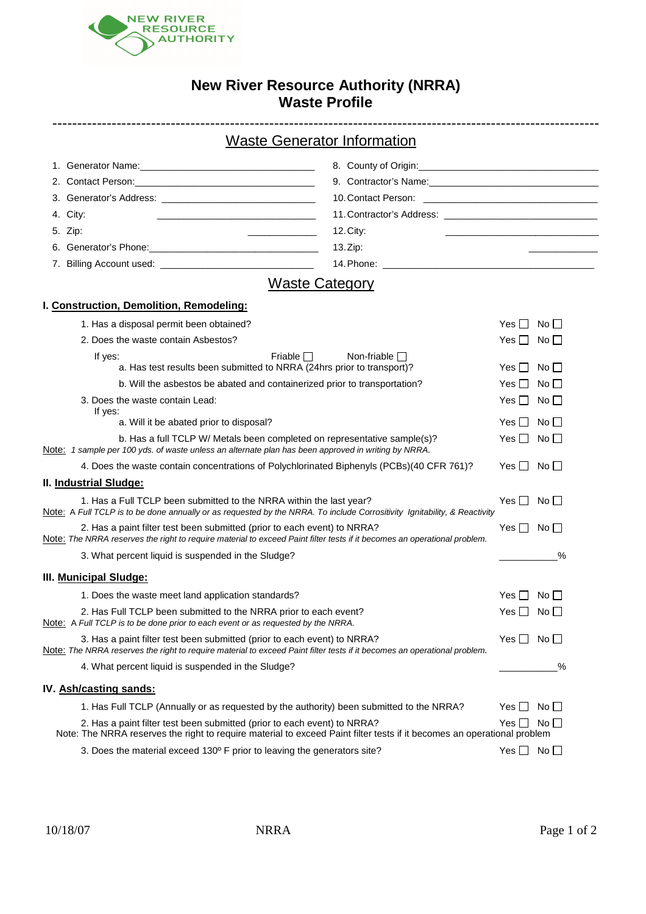# New River Resource Authority (NRRA)
# Waste Profile

## Waste Generator Information

1. Generator Name: \_\_\_\_\_\_\_\_\_\_\_\_\_\_\_\_\_\_\_\_\_\_\_\_\_\_\_\_\_\_\_\_
2. Contact Person: \_\_\_\_\_\_\_\_\_\_\_\_\_\_\_\_\_\_\_\_\_\_\_\_\_\_\_\_\_\_\_\_
3. Generator's Address: \_\_\_\_\_\_\_\_\_\_\_\_\_\_\_\_\_\_\_\_\_\_\_\_\_\_\_\_\_\_\_\_
4. City: \_\_\_\_\_\_\_\_\_\_\_\_\_\_\_\_\_\_\_\_\_\_\_\_\_\_\_\_\_\_\_\_
5. Zip: \_\_\_\_\_\_\_\_\_\_\_\_
6. Generator's Phone: \_\_\_\_\_\_\_\_\_\_\_\_\_\_\_\_\_\_\_\_\_\_\_\_\_\_\_\_\_\_\_\_
7. Billing Account used: \_\_\_\_\_\_\_\_\_\_\_\_\_\_\_\_\_\_\_\_\_\_\_\_\_\_\_\_\_\_\_\_
8. County of Origin: \_\_\_\_\_\_\_\_\_\_\_\_\_\_\_\_\_\_\_\_\_\_\_\_\_\_\_\_\_\_\_\_
9. Contractor's Name: \_\_\_\_\_\_\_\_\_\_\_\_\_\_\_\_\_\_\_\_\_\_\_\_\_\_\_\_\_\_\_\_
10. Contact Person: \_\_\_\_\_\_\_\_\_\_\_\_\_\_\_\_\_\_\_\_\_\_\_\_\_\_\_\_\_\_\_\_
11. Contractor's Address: \_\_\_\_\_\_\_\_\_\_\_\_\_\_\_\_\_\_\_\_\_\_\_\_\_\_\_\_\_\_\_\_
12. City: \_\_\_\_\_\_\_\_\_\_\_\_\_\_\_\_\_\_\_\_\_\_\_\_\_\_\_\_\_\_\_\_
13. Zip: \_\_\_\_\_\_\_\_\_\_\_\_
14. Phone: \_\_\_\_\_\_\_\_\_\_\_\_\_\_\_\_\_\_\_\_\_\_\_\_\_\_\_\_\_\_\_\_

## Waste Category

### I. Construction, Demolition, Remodeling:

1. Has a disposal permit been obtained? Yes ☐ No ☐
2. Does the waste contain Asbestos? Yes ☐ No ☐

   If yes: Friable ☐ Non-friable ☐

   a. Has test results been submitted to NRRA (24hrs prior to transport)? Yes ☐ No ☐

   b. Will the asbestos be abated and containerized prior to transportation? Yes ☐ No ☐
3. Does the waste contain Lead: Yes ☐ No ☐

   If yes:

   a. Will it be abated prior to disposal? Yes ☐ No ☐

   b. Has a full TCLP W/ Metals been completed on representative sample(s)? Yes ☐ No ☐

Note: *1 sample per 100 yds. of waste unless an alternate plan has been approved in writing by NRRA.*

4. Does the waste contain concentrations of Polychlorinated Biphenyls (PCBs)(40 CFR 761)? Yes ☐ No ☐

### II. Industrial Sludge:

1. Has a Full TCLP been submitted to the NRRA within the last year? Yes ☐ No ☐

Note: *A Full TCLP is to be done annually or as requested by the NRRA. To include Corrositivity Ignitability, & Reactivity*

2. Has a paint filter test been submitted (prior to each event) to NRRA? Yes ☐ No ☐

Note: *The NRRA reserves the right to require material to exceed Paint filter tests if it becomes an operational problem.*

3. What percent liquid is suspended in the Sludge? \_\_\_\_\_\_\_\_\_\_%

### III. Municipal Sludge:

1. Does the waste meet land application standards? Yes ☐ No ☐
2. Has Full TCLP been submitted to the NRRA prior to each event? Yes ☐ No ☐

Note: *A Full TCLP is to be done prior to each event or as requested by the NRRA.*

3. Has a paint filter test been submitted (prior to each event) to NRRA? Yes ☐ No ☐

Note: *The NRRA reserves the right to require material to exceed Paint filter tests if it becomes an operational problem.*

4. What percent liquid is suspended in the Sludge? \_\_\_\_\_\_\_\_\_\_%

### IV. Ash/casting sands:

1. Has Full TCLP (Annually or as requested by the authority) been submitted to the NRRA? Yes ☐ No ☐
2. Has a paint filter test been submitted (prior to each event) to NRRA? Yes ☐ No ☐

Note: The NRRA reserves the right to require material to exceed Paint filter tests if it becomes an operational problem

3. Does the material exceed 130º F prior to leaving the generators site? Yes ☐ No ☐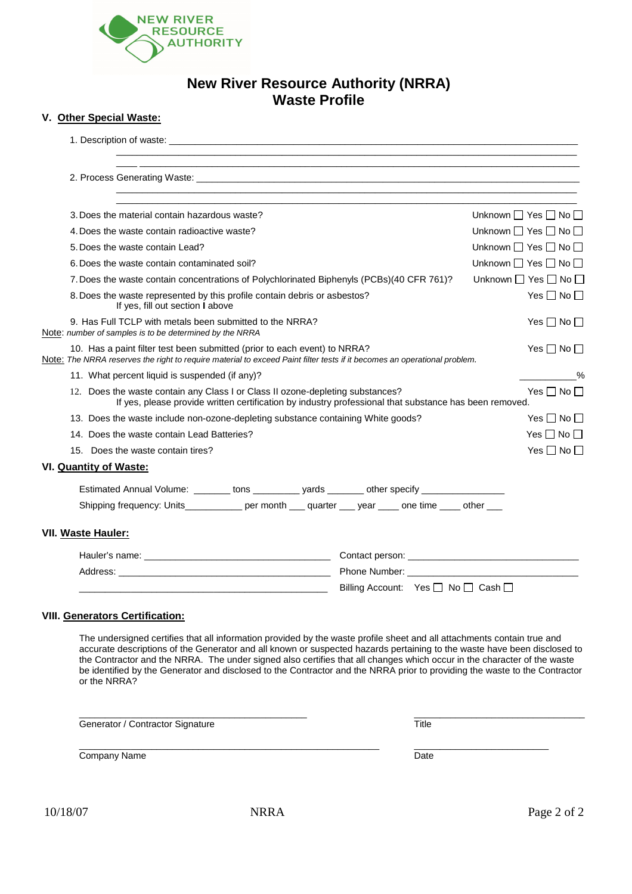NEW RIVER RESOURCE AUTHORITY

# New River Resource Authority (NRRA) Waste Profile

## V. Other Special Waste:

1. Description of waste: ______________________________________________

2. Process Generating Waste: ______________________________________________

| | |
|---|---|
| 3. Does the material contain hazardous waste? | Unknown ☐ Yes ☐ No ☐ |
| 4. Does the waste contain radioactive waste? | Unknown ☐ Yes ☐ No ☐ |
| 5. Does the waste contain Lead? | Unknown ☐ Yes ☐ No ☐ |
| 6. Does the waste contain contaminated soil? | Unknown ☐ Yes ☐ No ☐ |
| 7. Does the waste contain concentrations of Polychlorinated Biphenyls (PCBs)(40 CFR 761)? | Unknown ☐ Yes ☐ No ☐ |
| 8. Does the waste represented by this profile contain debris or asbestos? If yes, fill out section **I** above | Yes ☐ No ☐ |
| 9. Has Full TCLP with metals been submitted to the NRRA? Note: *number of samples is to be determined by the NRRA* | Yes ☐ No ☐ |
| 10. Has a paint filter test been submitted (prior to each event) to NRRA? Note: *The NRRA reserves the right to require material to exceed Paint filter tests if it becomes an operational problem.* | Yes ☐ No ☐ |
| 11. What percent liquid is suspended (if any)? | ___________% |
| 12. Does the waste contain any Class I or Class II ozone-depleting substances? If yes, please provide written certification by industry professional that substance has been removed. | Yes ☐ No ☐ |
| 13. Does the waste include non-ozone-depleting substance containing White goods? | Yes ☐ No ☐ |
| 14. Does the waste contain Lead Batteries? | Yes ☐ No ☐ |
| 15. Does the waste contain tires? | Yes ☐ No ☐ |

## VI. Quantity of Waste:

Estimated Annual Volume: _______ tons _________ yards _______ other specify _______________

Shipping frequency: Units___________ per month ___ quarter ___ year ____ one time ____ other ___

## VII. Waste Hauler:

Hauler's name: ______________________________ Contact person: ______________________________

Address: ______________________________ Phone Number: ______________________________

______________________________ Billing Account: Yes ☐ No ☐ Cash ☐

## VIII. Generators Certification:

The undersigned certifies that all information provided by the waste profile sheet and all attachments contain true and accurate descriptions of the Generator and all known or suspected hazards pertaining to the waste have been disclosed to the Contractor and the NRRA. The under signed also certifies that all changes which occur in the character of the waste be identified by the Generator and disclosed to the Contractor and the NRRA prior to providing the waste to the Contractor or the NRRA?

______________________________ ______________________________

Generator / Contractor Signature Title

______________________________ ______________________________

Company Name Date

10/18/07 NRRA